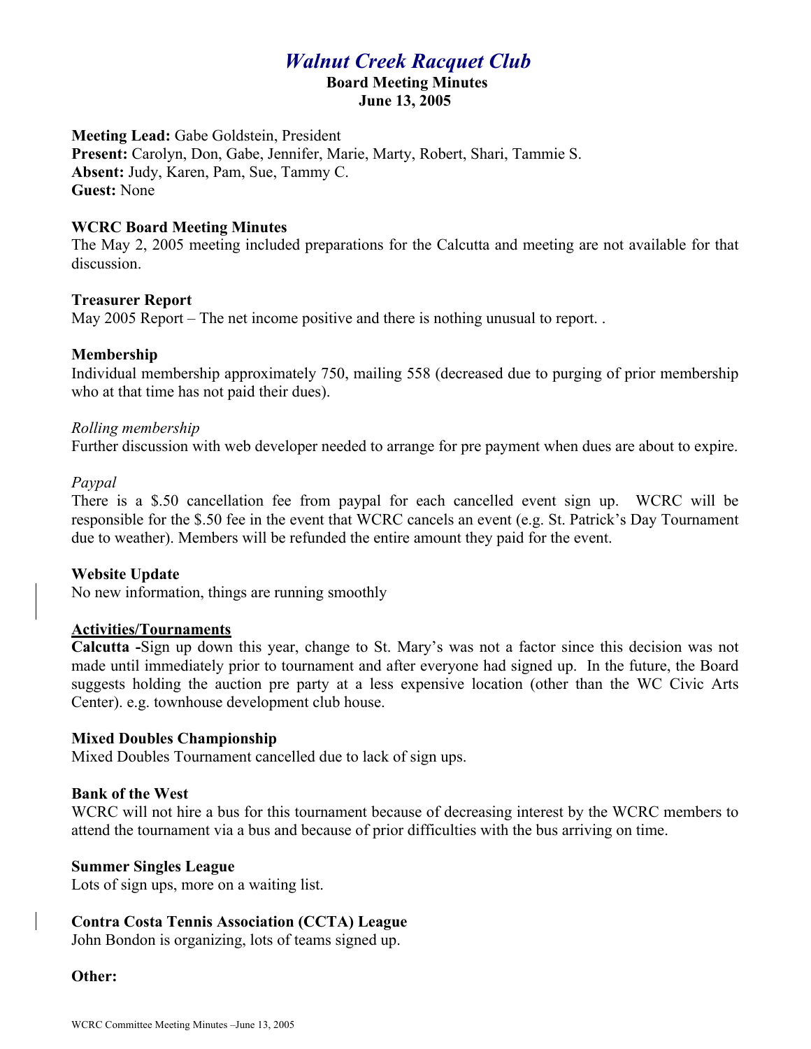# *Walnut Creek Racquet Club*

**Board Meeting Minutes**
**June 13, 2005**

**Meeting Lead:** Gabe Goldstein, President
**Present:** Carolyn, Don, Gabe, Jennifer, Marie, Marty, Robert, Shari, Tammie S.
**Absent:** Judy, Karen, Pam, Sue, Tammy C.
**Guest:** None

**WCRC Board Meeting Minutes**

The May 2, 2005 meeting included preparations for the Calcutta and meeting are not available for that discussion.

**Treasurer Report**

May 2005 Report – The net income positive and there is nothing unusual to report. .

**Membership**

Individual membership approximately 750, mailing 558 (decreased due to purging of prior membership who at that time has not paid their dues).

*Rolling membership*

Further discussion with web developer needed to arrange for pre payment when dues are about to expire.

*Paypal*

There is a $.50 cancellation fee from paypal for each cancelled event sign up. WCRC will be responsible for the $.50 fee in the event that WCRC cancels an event (e.g. St. Patrick's Day Tournament due to weather). Members will be refunded the entire amount they paid for the event.

**Website Update**

No new information, things are running smoothly

**Activities/Tournaments**

**Calcutta -**Sign up down this year, change to St. Mary's was not a factor since this decision was not made until immediately prior to tournament and after everyone had signed up. In the future, the Board suggests holding the auction pre party at a less expensive location (other than the WC Civic Arts Center). e.g. townhouse development club house.

**Mixed Doubles Championship**

Mixed Doubles Tournament cancelled due to lack of sign ups.

**Bank of the West**

WCRC will not hire a bus for this tournament because of decreasing interest by the WCRC members to attend the tournament via a bus and because of prior difficulties with the bus arriving on time.

**Summer Singles League**

Lots of sign ups, more on a waiting list.

**Contra Costa Tennis Association (CCTA) League**

John Bondon is organizing, lots of teams signed up.

**Other:**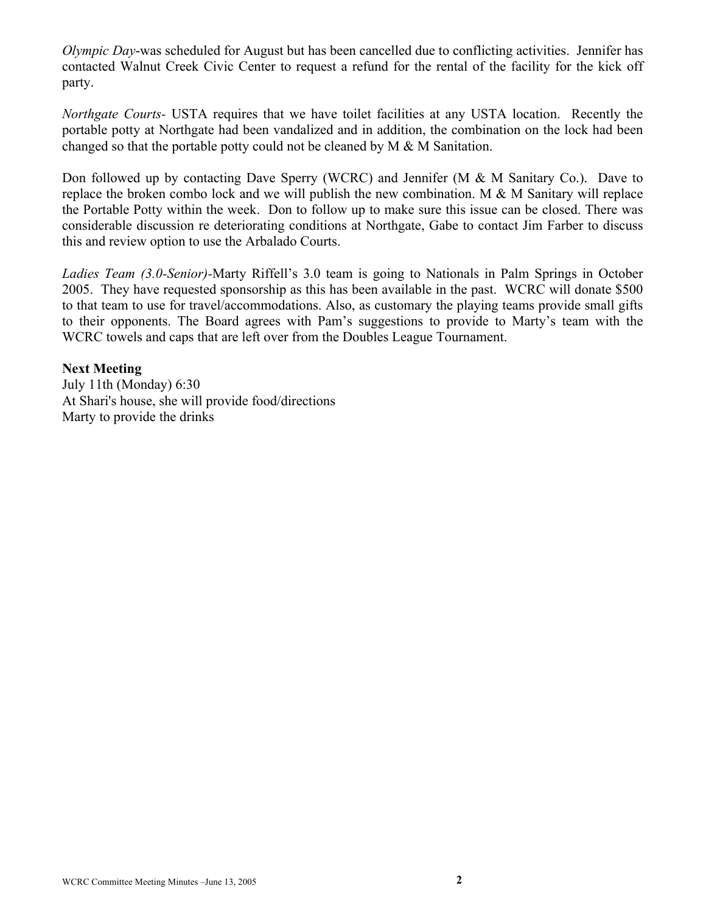*Olympic Day*-was scheduled for August but has been cancelled due to conflicting activities. Jennifer has contacted Walnut Creek Civic Center to request a refund for the rental of the facility for the kick off party.

*Northgate Courts*- USTA requires that we have toilet facilities at any USTA location. Recently the portable potty at Northgate had been vandalized and in addition, the combination on the lock had been changed so that the portable potty could not be cleaned by M & M Sanitation.

Don followed up by contacting Dave Sperry (WCRC) and Jennifer (M & M Sanitary Co.). Dave to replace the broken combo lock and we will publish the new combination. M & M Sanitary will replace the Portable Potty within the week. Don to follow up to make sure this issue can be closed. There was considerable discussion re deteriorating conditions at Northgate, Gabe to contact Jim Farber to discuss this and review option to use the Arbalado Courts.

*Ladies Team (3.0-Senior)*-Marty Riffell's 3.0 team is going to Nationals in Palm Springs in October 2005. They have requested sponsorship as this has been available in the past. WCRC will donate $500 to that team to use for travel/accommodations. Also, as customary the playing teams provide small gifts to their opponents. The Board agrees with Pam's suggestions to provide to Marty's team with the WCRC towels and caps that are left over from the Doubles League Tournament.

**Next Meeting**

July 11th (Monday) 6:30
At Shari's house, she will provide food/directions
Marty to provide the drinks